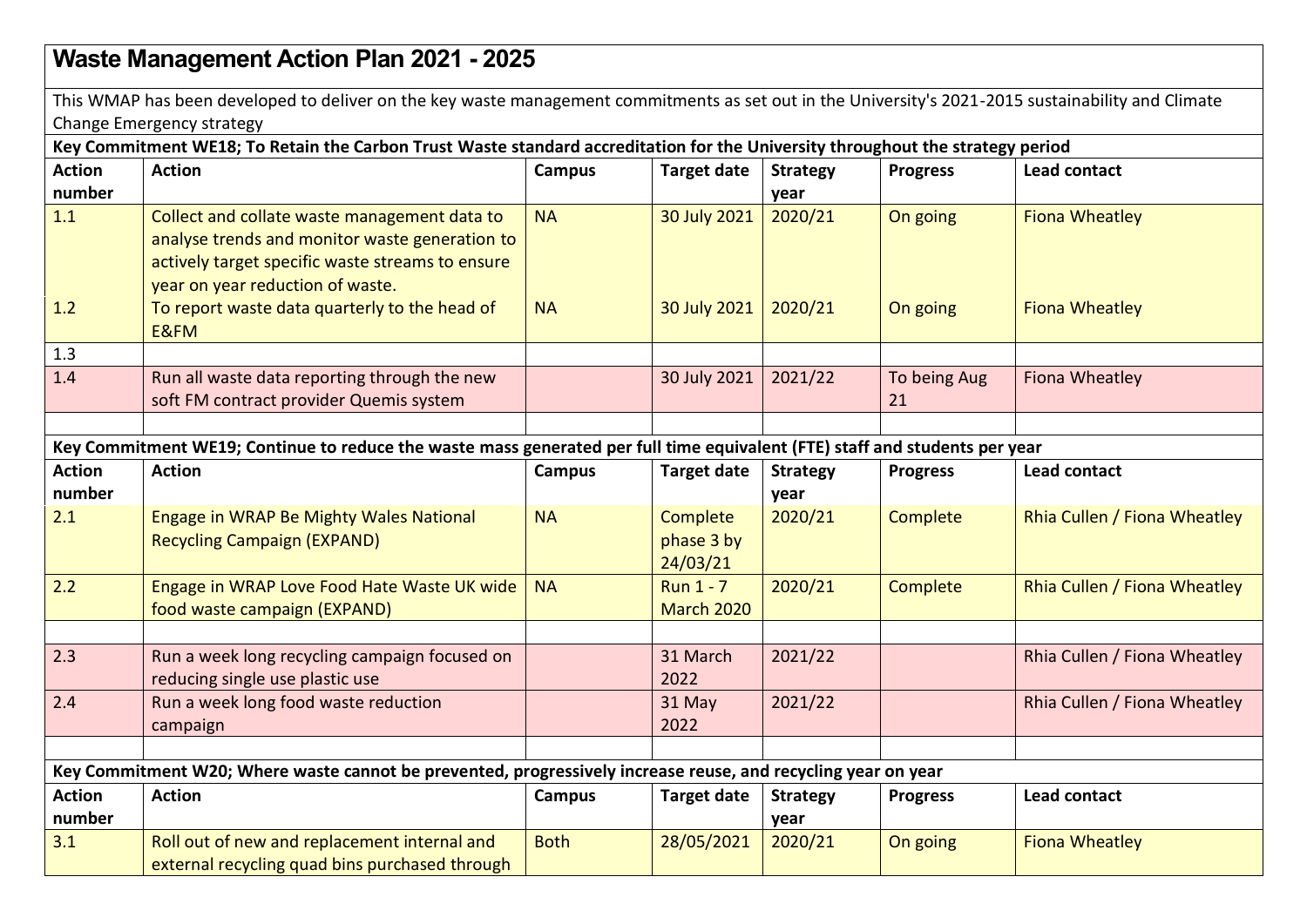# Waste Management Action Plan 2021 - 2025

This WMAP has been developed to deliver on the key waste management commitments as set out in the University's 2021-2015 sustainability and Climate Change Emergency strategy

| Key Commitment WE18; To Retain the Carbon Trust Waste standard accreditation for the University throughout the strategy period | | | | | | |
|---|---|---|---|---|---|---|
| **Action number** | **Action** | **Campus** | **Target date** | **Strategy year** | **Progress** | **Lead contact** |
| 1.1 | Collect and collate waste management data to analyse trends and monitor waste generation to actively target specific waste streams to ensure year on year reduction of waste. | NA | 30 July 2021 | 2020/21 | On going | Fiona Wheatley |
| 1.2 | To report waste data quarterly to the head of E&FM | NA | 30 July 2021 | 2020/21 | On going | Fiona Wheatley |
| 1.3 | | | | | | |
| 1.4 | Run all waste data reporting through the new soft FM contract provider Quemis system | | 30 July 2021 | 2021/22 | To being Aug 21 | Fiona Wheatley |
| | | | | | | |
| **Key Commitment WE19; Continue to reduce the waste mass generated per full time equivalent (FTE) staff and students per year** | | | | | | |
| **Action number** | **Action** | **Campus** | **Target date** | **Strategy year** | **Progress** | **Lead contact** |
| 2.1 | Engage in WRAP Be Mighty Wales National Recycling Campaign (EXPAND) | NA | Complete phase 3 by 24/03/21 | 2020/21 | Complete | Rhia Cullen / Fiona Wheatley |
| 2.2 | Engage in WRAP Love Food Hate Waste UK wide food waste campaign (EXPAND) | NA | Run 1 - 7 March 2020 | 2020/21 | Complete | Rhia Cullen / Fiona Wheatley |
| | | | | | | |
| 2.3 | Run a week long recycling campaign focused on reducing single use plastic use | | 31 March 2022 | 2021/22 | | Rhia Cullen / Fiona Wheatley |
| 2.4 | Run a week long food waste reduction campaign | | 31 May 2022 | 2021/22 | | Rhia Cullen / Fiona Wheatley |
| | | | | | | |
| **Key Commitment W20; Where waste cannot be prevented, progressively increase reuse, and recycling year on year** | | | | | | |
| **Action number** | **Action** | **Campus** | **Target date** | **Strategy year** | **Progress** | **Lead contact** |
| 3.1 | Roll out of new and replacement internal and external recycling quad bins purchased through | Both | 28/05/2021 | 2020/21 | On going | Fiona Wheatley |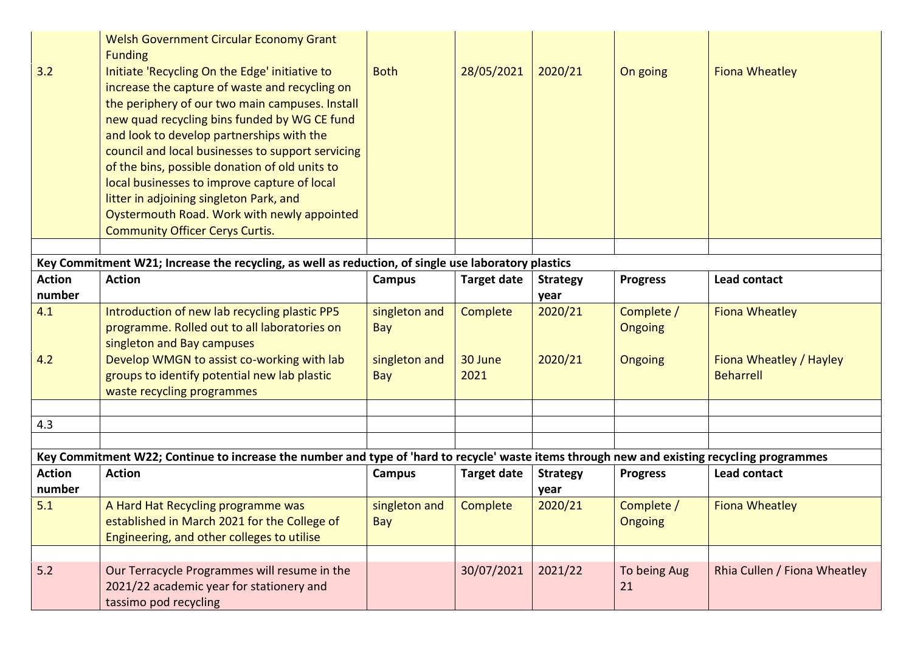| | | | | | | |
|---|---|---|---|---|---|---|
| 3.2 | Welsh Government Circular Economy Grant Funding<br>Initiate 'Recycling On the Edge' initiative to increase the capture of waste and recycling on the periphery of our two main campuses. Install new quad recycling bins funded by WG CE fund and look to develop partnerships with the council and local businesses to support servicing of the bins, possible donation of old units to local businesses to improve capture of local litter in adjoining singleton Park, and Oystermouth Road. Work with newly appointed Community Officer Cerys Curtis. | Both | 28/05/2021 | 2020/21 | On going | Fiona Wheatley |
| | | | | | | |

**Key Commitment W21; Increase the recycling, as well as reduction, of single use laboratory plastics**

| Action number | Action | Campus | Target date | Strategy year | Progress | Lead contact |
|---|---|---|---|---|---|---|
| 4.1 | Introduction of new lab recycling plastic PP5 programme. Rolled out to all laboratories on singleton and Bay campuses | singleton and Bay | Complete | 2020/21 | Complete / Ongoing | Fiona Wheatley |
| 4.2 | Develop WMGN to assist co-working with lab groups to identify potential new lab plastic waste recycling programmes | singleton and Bay | 30 June 2021 | 2020/21 | Ongoing | Fiona Wheatley / Hayley Beharrell |
| | | | | | | |
| 4.3 | | | | | | |
| | | | | | | |

**Key Commitment W22; Continue to increase the number and type of 'hard to recycle' waste items through new and existing recycling programmes**

| Action number | Action | Campus | Target date | Strategy year | Progress | Lead contact |
|---|---|---|---|---|---|---|
| 5.1 | A Hard Hat Recycling programme was established in March 2021 for the College of Engineering, and other colleges to utilise | singleton and Bay | Complete | 2020/21 | Complete / Ongoing | Fiona Wheatley |
| | | | | | | |
| 5.2 | Our Terracycle Programmes will resume in the 2021/22 academic year for stationery and tassimo pod recycling | | 30/07/2021 | 2021/22 | To being Aug 21 | Rhia Cullen / Fiona Wheatley |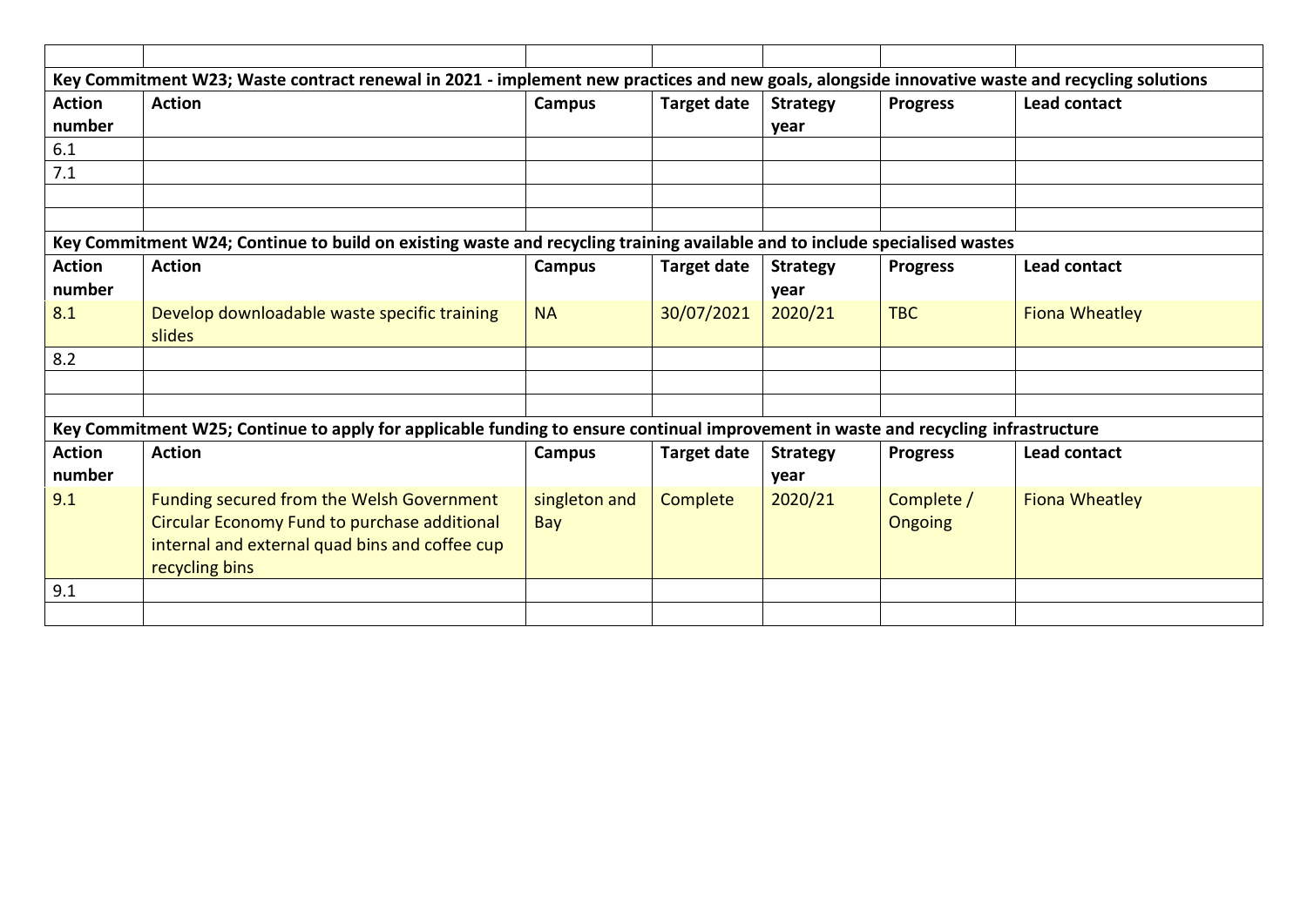| | | | | | | |
|---|---|---|---|---|---|---|
| | | | | | | |
| **Key Commitment W23; Waste contract renewal in 2021 - implement new practices and new goals, alongside innovative waste and recycling solutions** | | | | | | |
| **Action number** | **Action** | **Campus** | **Target date** | **Strategy year** | **Progress** | **Lead contact** |
| 6.1 | | | | | | |
| 7.1 | | | | | | |
| | | | | | | |
| | | | | | | |
| **Key Commitment W24; Continue to build on existing waste and recycling training available and to include specialised wastes** | | | | | | |
| **Action number** | **Action** | **Campus** | **Target date** | **Strategy year** | **Progress** | **Lead contact** |
| 8.1 | Develop downloadable waste specific training slides | NA | 30/07/2021 | 2020/21 | TBC | Fiona Wheatley |
| 8.2 | | | | | | |
| | | | | | | |
| | | | | | | |
| **Key Commitment W25; Continue to apply for applicable funding to ensure continual improvement in waste and recycling infrastructure** | | | | | | |
| **Action number** | **Action** | **Campus** | **Target date** | **Strategy year** | **Progress** | **Lead contact** |
| 9.1 | Funding secured from the Welsh Government Circular Economy Fund to purchase additional internal and external quad bins and coffee cup recycling bins | singleton and Bay | Complete | 2020/21 | Complete / Ongoing | Fiona Wheatley |
| 9.1 | | | | | | |
| | | | | | | |